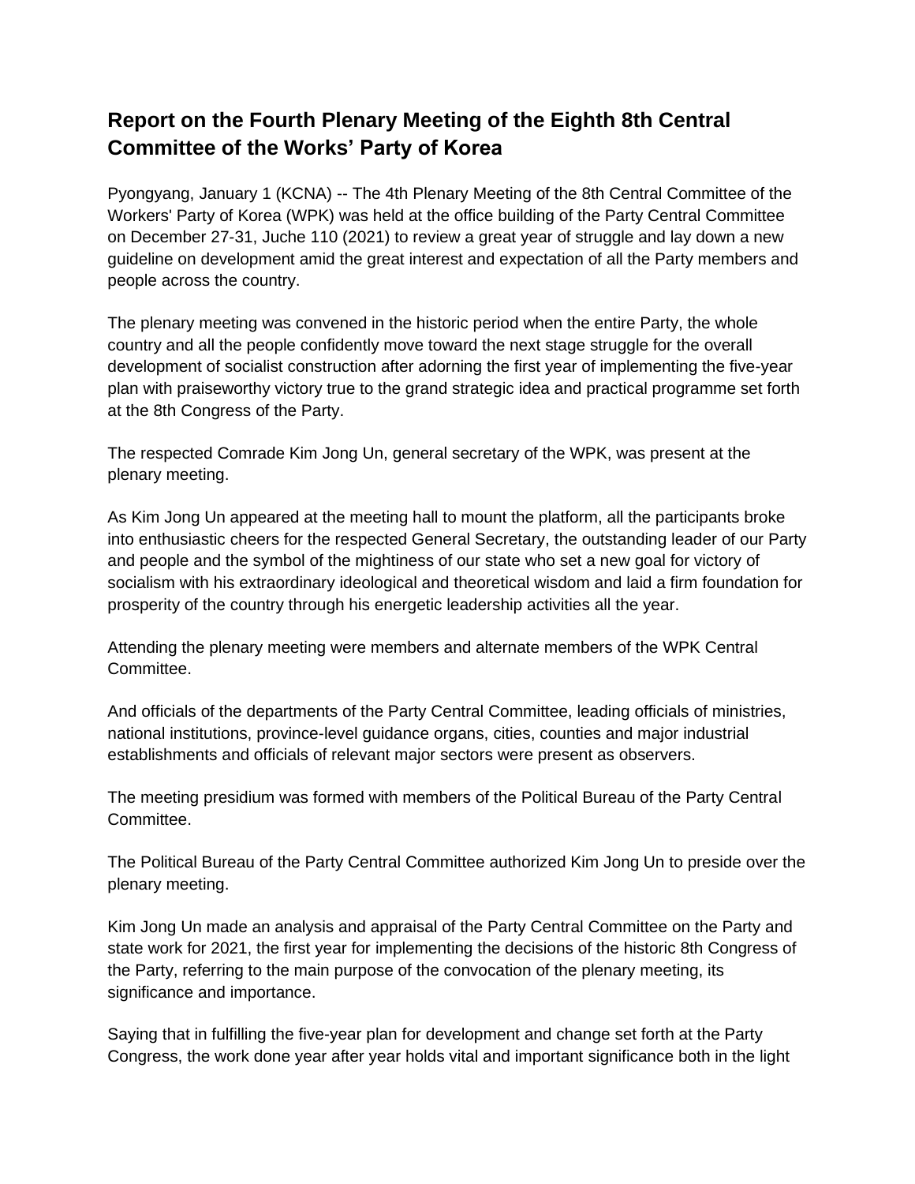# Report on the Fourth Plenary Meeting of the Eighth 8th Central Committee of the Works' Party of Korea

Pyongyang, January 1 (KCNA) -- The 4th Plenary Meeting of the 8th Central Committee of the Workers' Party of Korea (WPK) was held at the office building of the Party Central Committee on December 27-31, Juche 110 (2021) to review a great year of struggle and lay down a new guideline on development amid the great interest and expectation of all the Party members and people across the country.

The plenary meeting was convened in the historic period when the entire Party, the whole country and all the people confidently move toward the next stage struggle for the overall development of socialist construction after adorning the first year of implementing the five-year plan with praiseworthy victory true to the grand strategic idea and practical programme set forth at the 8th Congress of the Party.

The respected Comrade Kim Jong Un, general secretary of the WPK, was present at the plenary meeting.

As Kim Jong Un appeared at the meeting hall to mount the platform, all the participants broke into enthusiastic cheers for the respected General Secretary, the outstanding leader of our Party and people and the symbol of the mightiness of our state who set a new goal for victory of socialism with his extraordinary ideological and theoretical wisdom and laid a firm foundation for prosperity of the country through his energetic leadership activities all the year.

Attending the plenary meeting were members and alternate members of the WPK Central Committee.

And officials of the departments of the Party Central Committee, leading officials of ministries, national institutions, province-level guidance organs, cities, counties and major industrial establishments and officials of relevant major sectors were present as observers.

The meeting presidium was formed with members of the Political Bureau of the Party Central Committee.

The Political Bureau of the Party Central Committee authorized Kim Jong Un to preside over the plenary meeting.

Kim Jong Un made an analysis and appraisal of the Party Central Committee on the Party and state work for 2021, the first year for implementing the decisions of the historic 8th Congress of the Party, referring to the main purpose of the convocation of the plenary meeting, its significance and importance.

Saying that in fulfilling the five-year plan for development and change set forth at the Party Congress, the work done year after year holds vital and important significance both in the light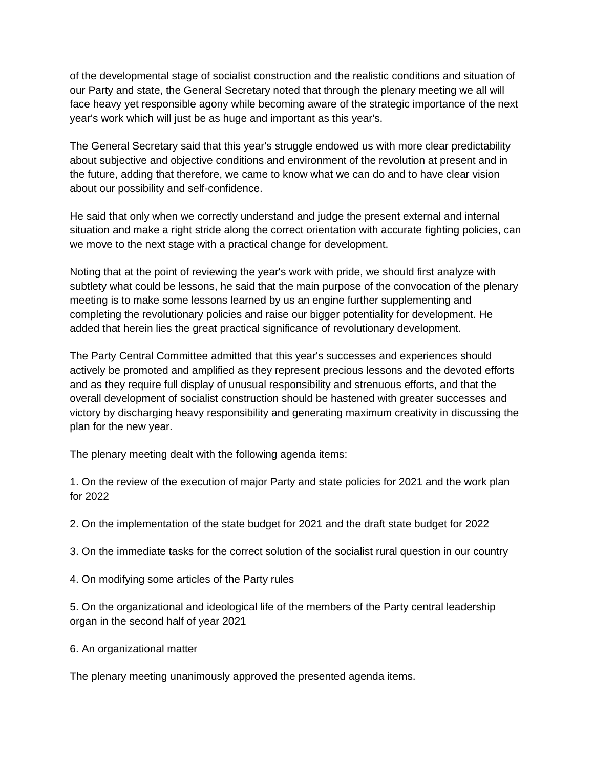of the developmental stage of socialist construction and the realistic conditions and situation of our Party and state, the General Secretary noted that through the plenary meeting we all will face heavy yet responsible agony while becoming aware of the strategic importance of the next year's work which will just be as huge and important as this year's.

The General Secretary said that this year's struggle endowed us with more clear predictability about subjective and objective conditions and environment of the revolution at present and in the future, adding that therefore, we came to know what we can do and to have clear vision about our possibility and self-confidence.

He said that only when we correctly understand and judge the present external and internal situation and make a right stride along the correct orientation with accurate fighting policies, can we move to the next stage with a practical change for development.

Noting that at the point of reviewing the year's work with pride, we should first analyze with subtlety what could be lessons, he said that the main purpose of the convocation of the plenary meeting is to make some lessons learned by us an engine further supplementing and completing the revolutionary policies and raise our bigger potentiality for development. He added that herein lies the great practical significance of revolutionary development.

The Party Central Committee admitted that this year's successes and experiences should actively be promoted and amplified as they represent precious lessons and the devoted efforts and as they require full display of unusual responsibility and strenuous efforts, and that the overall development of socialist construction should be hastened with greater successes and victory by discharging heavy responsibility and generating maximum creativity in discussing the plan for the new year.

The plenary meeting dealt with the following agenda items:

1. On the review of the execution of major Party and state policies for 2021 and the work plan for 2022

2. On the implementation of the state budget for 2021 and the draft state budget for 2022

3. On the immediate tasks for the correct solution of the socialist rural question in our country

4. On modifying some articles of the Party rules

5. On the organizational and ideological life of the members of the Party central leadership organ in the second half of year 2021

6. An organizational matter

The plenary meeting unanimously approved the presented agenda items.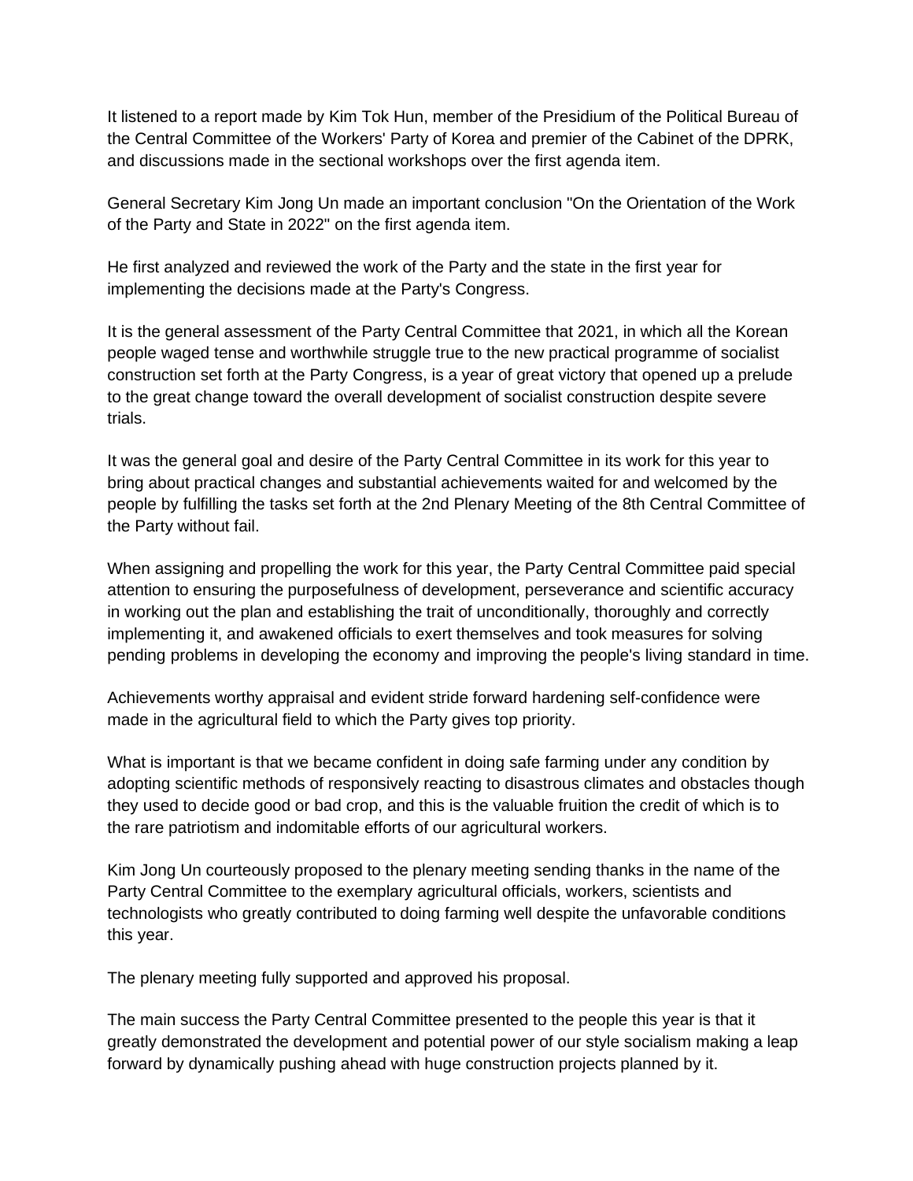It listened to a report made by Kim Tok Hun, member of the Presidium of the Political Bureau of the Central Committee of the Workers' Party of Korea and premier of the Cabinet of the DPRK, and discussions made in the sectional workshops over the first agenda item.

General Secretary Kim Jong Un made an important conclusion "On the Orientation of the Work of the Party and State in 2022" on the first agenda item.

He first analyzed and reviewed the work of the Party and the state in the first year for implementing the decisions made at the Party's Congress.

It is the general assessment of the Party Central Committee that 2021, in which all the Korean people waged tense and worthwhile struggle true to the new practical programme of socialist construction set forth at the Party Congress, is a year of great victory that opened up a prelude to the great change toward the overall development of socialist construction despite severe trials.

It was the general goal and desire of the Party Central Committee in its work for this year to bring about practical changes and substantial achievements waited for and welcomed by the people by fulfilling the tasks set forth at the 2nd Plenary Meeting of the 8th Central Committee of the Party without fail.

When assigning and propelling the work for this year, the Party Central Committee paid special attention to ensuring the purposefulness of development, perseverance and scientific accuracy in working out the plan and establishing the trait of unconditionally, thoroughly and correctly implementing it, and awakened officials to exert themselves and took measures for solving pending problems in developing the economy and improving the people's living standard in time.

Achievements worthy appraisal and evident stride forward hardening self-confidence were made in the agricultural field to which the Party gives top priority.

What is important is that we became confident in doing safe farming under any condition by adopting scientific methods of responsively reacting to disastrous climates and obstacles though they used to decide good or bad crop, and this is the valuable fruition the credit of which is to the rare patriotism and indomitable efforts of our agricultural workers.

Kim Jong Un courteously proposed to the plenary meeting sending thanks in the name of the Party Central Committee to the exemplary agricultural officials, workers, scientists and technologists who greatly contributed to doing farming well despite the unfavorable conditions this year.

The plenary meeting fully supported and approved his proposal.

The main success the Party Central Committee presented to the people this year is that it greatly demonstrated the development and potential power of our style socialism making a leap forward by dynamically pushing ahead with huge construction projects planned by it.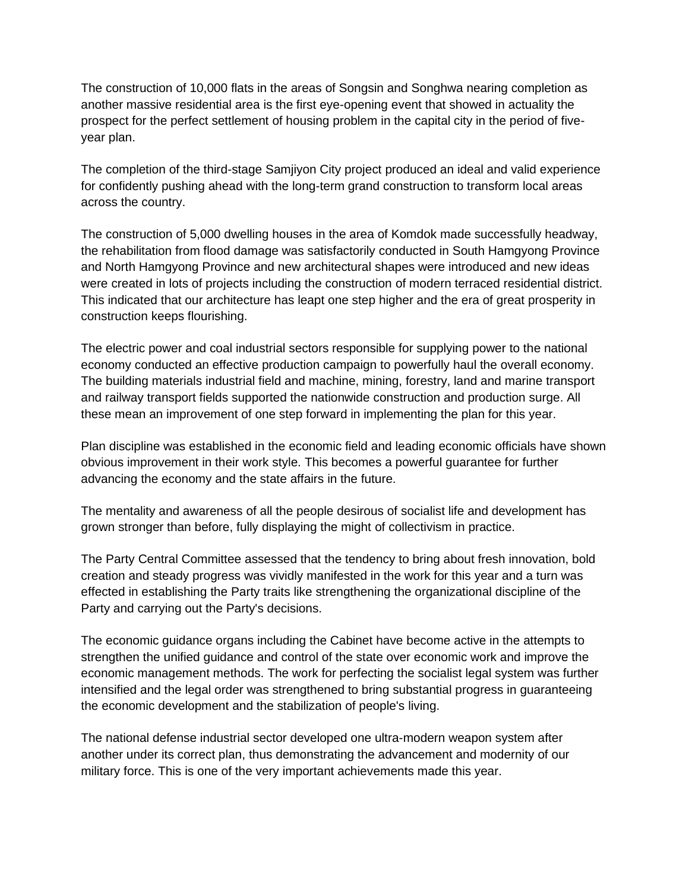The construction of 10,000 flats in the areas of Songsin and Songhwa nearing completion as another massive residential area is the first eye-opening event that showed in actuality the prospect for the perfect settlement of housing problem in the capital city in the period of five-year plan.

The completion of the third-stage Samjiyon City project produced an ideal and valid experience for confidently pushing ahead with the long-term grand construction to transform local areas across the country.

The construction of 5,000 dwelling houses in the area of Komdok made successfully headway, the rehabilitation from flood damage was satisfactorily conducted in South Hamgyong Province and North Hamgyong Province and new architectural shapes were introduced and new ideas were created in lots of projects including the construction of modern terraced residential district. This indicated that our architecture has leapt one step higher and the era of great prosperity in construction keeps flourishing.

The electric power and coal industrial sectors responsible for supplying power to the national economy conducted an effective production campaign to powerfully haul the overall economy. The building materials industrial field and machine, mining, forestry, land and marine transport and railway transport fields supported the nationwide construction and production surge. All these mean an improvement of one step forward in implementing the plan for this year.

Plan discipline was established in the economic field and leading economic officials have shown obvious improvement in their work style. This becomes a powerful guarantee for further advancing the economy and the state affairs in the future.

The mentality and awareness of all the people desirous of socialist life and development has grown stronger than before, fully displaying the might of collectivism in practice.

The Party Central Committee assessed that the tendency to bring about fresh innovation, bold creation and steady progress was vividly manifested in the work for this year and a turn was effected in establishing the Party traits like strengthening the organizational discipline of the Party and carrying out the Party's decisions.

The economic guidance organs including the Cabinet have become active in the attempts to strengthen the unified guidance and control of the state over economic work and improve the economic management methods. The work for perfecting the socialist legal system was further intensified and the legal order was strengthened to bring substantial progress in guaranteeing the economic development and the stabilization of people's living.

The national defense industrial sector developed one ultra-modern weapon system after another under its correct plan, thus demonstrating the advancement and modernity of our military force. This is one of the very important achievements made this year.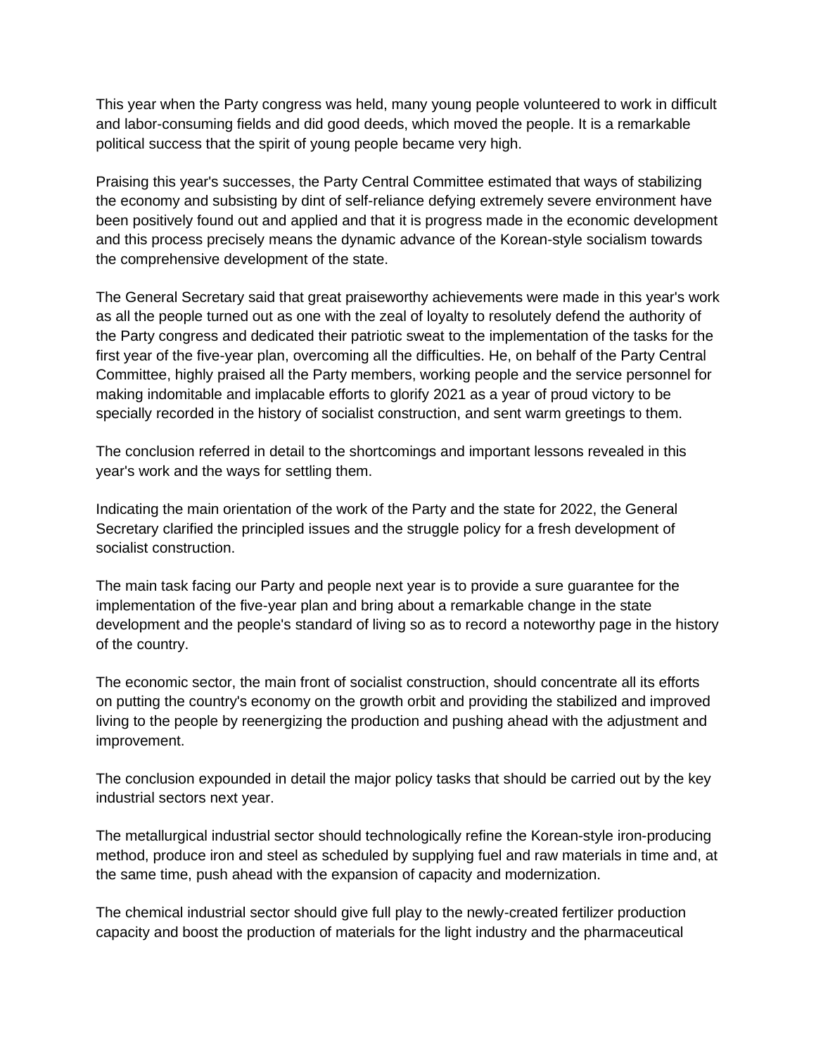This year when the Party congress was held, many young people volunteered to work in difficult and labor-consuming fields and did good deeds, which moved the people. It is a remarkable political success that the spirit of young people became very high.

Praising this year's successes, the Party Central Committee estimated that ways of stabilizing the economy and subsisting by dint of self-reliance defying extremely severe environment have been positively found out and applied and that it is progress made in the economic development and this process precisely means the dynamic advance of the Korean-style socialism towards the comprehensive development of the state.

The General Secretary said that great praiseworthy achievements were made in this year's work as all the people turned out as one with the zeal of loyalty to resolutely defend the authority of the Party congress and dedicated their patriotic sweat to the implementation of the tasks for the first year of the five-year plan, overcoming all the difficulties. He, on behalf of the Party Central Committee, highly praised all the Party members, working people and the service personnel for making indomitable and implacable efforts to glorify 2021 as a year of proud victory to be specially recorded in the history of socialist construction, and sent warm greetings to them.

The conclusion referred in detail to the shortcomings and important lessons revealed in this year's work and the ways for settling them.

Indicating the main orientation of the work of the Party and the state for 2022, the General Secretary clarified the principled issues and the struggle policy for a fresh development of socialist construction.

The main task facing our Party and people next year is to provide a sure guarantee for the implementation of the five-year plan and bring about a remarkable change in the state development and the people's standard of living so as to record a noteworthy page in the history of the country.

The economic sector, the main front of socialist construction, should concentrate all its efforts on putting the country's economy on the growth orbit and providing the stabilized and improved living to the people by reenergizing the production and pushing ahead with the adjustment and improvement.

The conclusion expounded in detail the major policy tasks that should be carried out by the key industrial sectors next year.

The metallurgical industrial sector should technologically refine the Korean-style iron-producing method, produce iron and steel as scheduled by supplying fuel and raw materials in time and, at the same time, push ahead with the expansion of capacity and modernization.

The chemical industrial sector should give full play to the newly-created fertilizer production capacity and boost the production of materials for the light industry and the pharmaceutical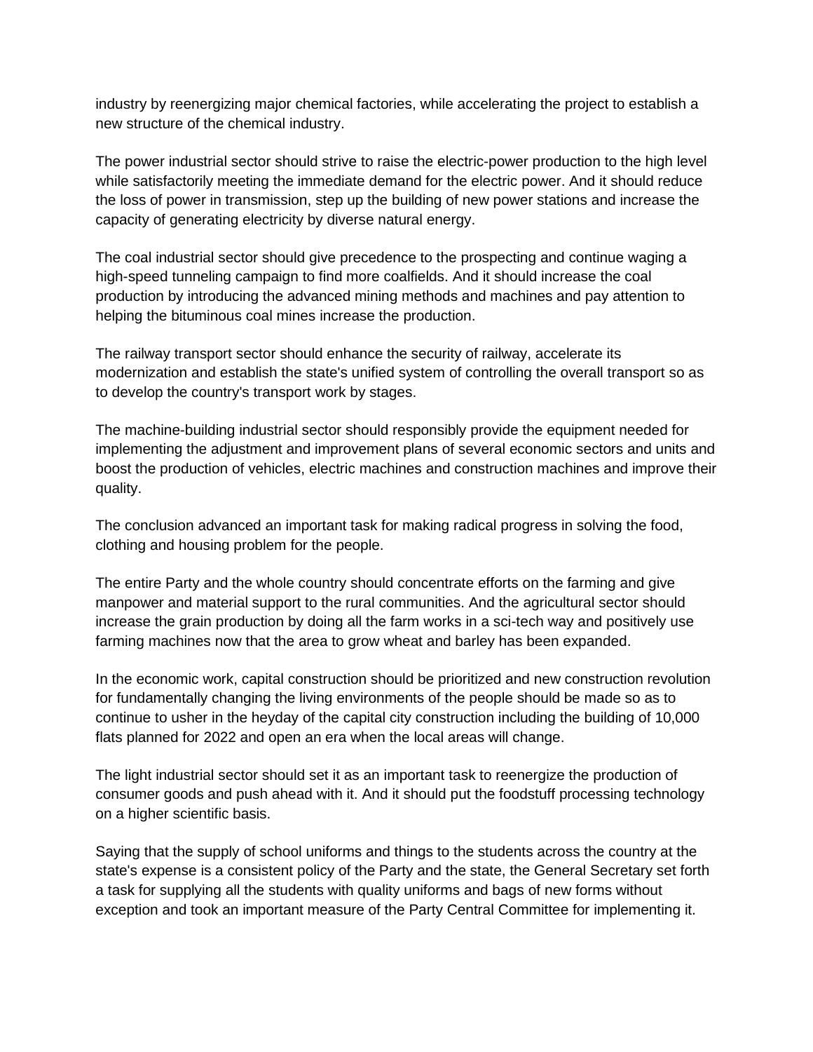industry by reenergizing major chemical factories, while accelerating the project to establish a new structure of the chemical industry.

The power industrial sector should strive to raise the electric-power production to the high level while satisfactorily meeting the immediate demand for the electric power. And it should reduce the loss of power in transmission, step up the building of new power stations and increase the capacity of generating electricity by diverse natural energy.

The coal industrial sector should give precedence to the prospecting and continue waging a high-speed tunneling campaign to find more coalfields. And it should increase the coal production by introducing the advanced mining methods and machines and pay attention to helping the bituminous coal mines increase the production.

The railway transport sector should enhance the security of railway, accelerate its modernization and establish the state's unified system of controlling the overall transport so as to develop the country's transport work by stages.

The machine-building industrial sector should responsibly provide the equipment needed for implementing the adjustment and improvement plans of several economic sectors and units and boost the production of vehicles, electric machines and construction machines and improve their quality.

The conclusion advanced an important task for making radical progress in solving the food, clothing and housing problem for the people.

The entire Party and the whole country should concentrate efforts on the farming and give manpower and material support to the rural communities. And the agricultural sector should increase the grain production by doing all the farm works in a sci-tech way and positively use farming machines now that the area to grow wheat and barley has been expanded.

In the economic work, capital construction should be prioritized and new construction revolution for fundamentally changing the living environments of the people should be made so as to continue to usher in the heyday of the capital city construction including the building of 10,000 flats planned for 2022 and open an era when the local areas will change.

The light industrial sector should set it as an important task to reenergize the production of consumer goods and push ahead with it. And it should put the foodstuff processing technology on a higher scientific basis.

Saying that the supply of school uniforms and things to the students across the country at the state's expense is a consistent policy of the Party and the state, the General Secretary set forth a task for supplying all the students with quality uniforms and bags of new forms without exception and took an important measure of the Party Central Committee for implementing it.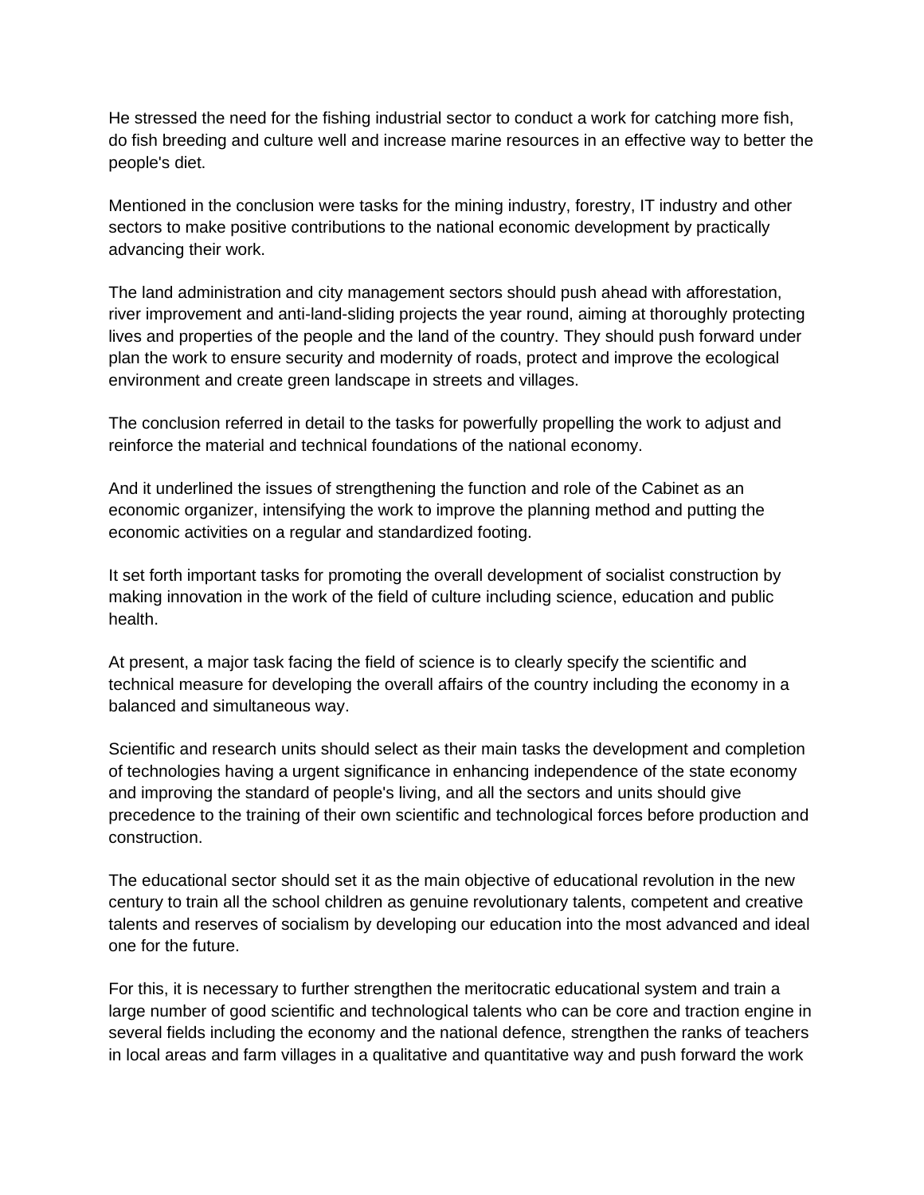He stressed the need for the fishing industrial sector to conduct a work for catching more fish, do fish breeding and culture well and increase marine resources in an effective way to better the people's diet.

Mentioned in the conclusion were tasks for the mining industry, forestry, IT industry and other sectors to make positive contributions to the national economic development by practically advancing their work.

The land administration and city management sectors should push ahead with afforestation, river improvement and anti-land-sliding projects the year round, aiming at thoroughly protecting lives and properties of the people and the land of the country. They should push forward under plan the work to ensure security and modernity of roads, protect and improve the ecological environment and create green landscape in streets and villages.

The conclusion referred in detail to the tasks for powerfully propelling the work to adjust and reinforce the material and technical foundations of the national economy.

And it underlined the issues of strengthening the function and role of the Cabinet as an economic organizer, intensifying the work to improve the planning method and putting the economic activities on a regular and standardized footing.

It set forth important tasks for promoting the overall development of socialist construction by making innovation in the work of the field of culture including science, education and public health.

At present, a major task facing the field of science is to clearly specify the scientific and technical measure for developing the overall affairs of the country including the economy in a balanced and simultaneous way.

Scientific and research units should select as their main tasks the development and completion of technologies having a urgent significance in enhancing independence of the state economy and improving the standard of people's living, and all the sectors and units should give precedence to the training of their own scientific and technological forces before production and construction.

The educational sector should set it as the main objective of educational revolution in the new century to train all the school children as genuine revolutionary talents, competent and creative talents and reserves of socialism by developing our education into the most advanced and ideal one for the future.

For this, it is necessary to further strengthen the meritocratic educational system and train a large number of good scientific and technological talents who can be core and traction engine in several fields including the economy and the national defence, strengthen the ranks of teachers in local areas and farm villages in a qualitative and quantitative way and push forward the work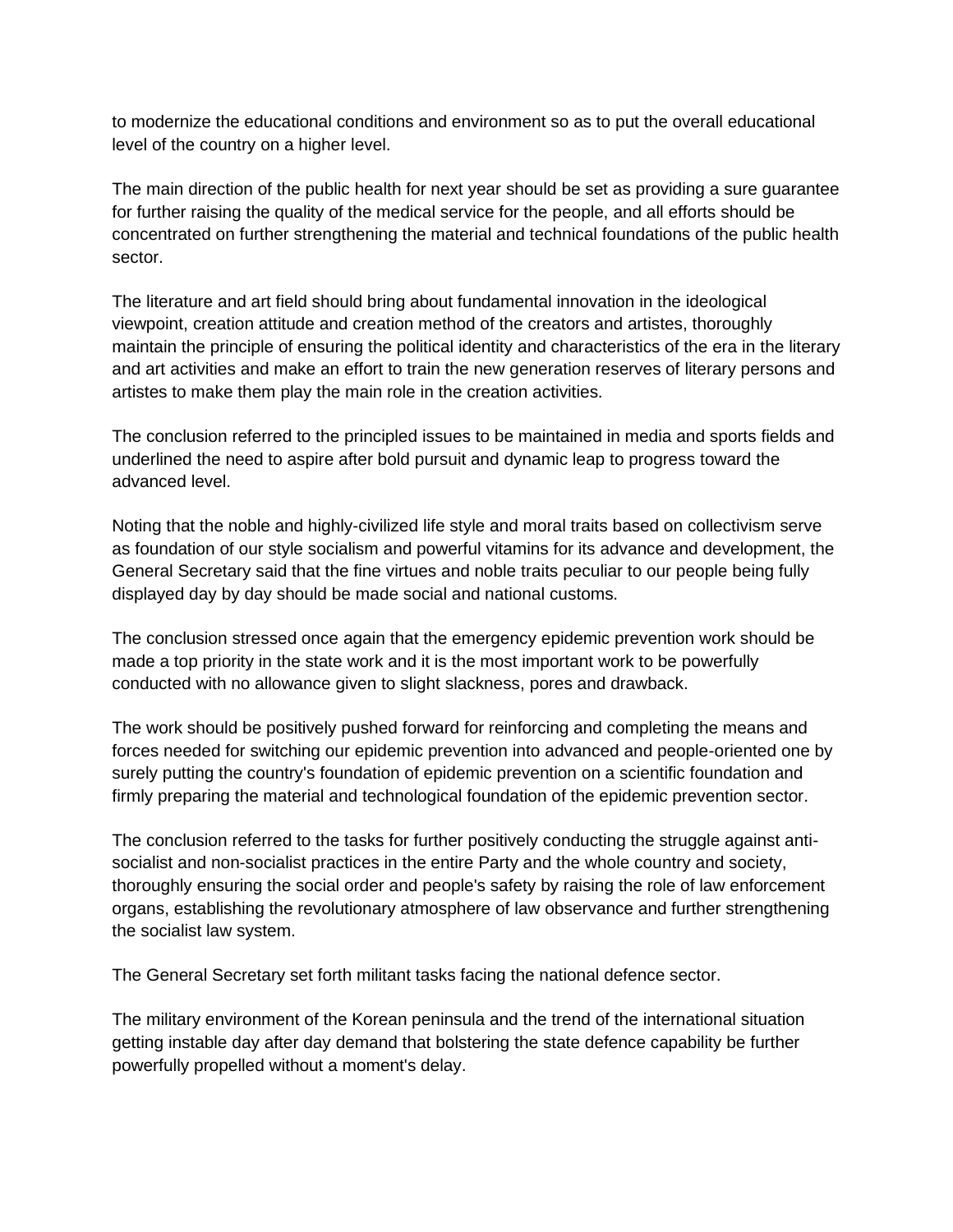to modernize the educational conditions and environment so as to put the overall educational level of the country on a higher level.

The main direction of the public health for next year should be set as providing a sure guarantee for further raising the quality of the medical service for the people, and all efforts should be concentrated on further strengthening the material and technical foundations of the public health sector.

The literature and art field should bring about fundamental innovation in the ideological viewpoint, creation attitude and creation method of the creators and artistes, thoroughly maintain the principle of ensuring the political identity and characteristics of the era in the literary and art activities and make an effort to train the new generation reserves of literary persons and artistes to make them play the main role in the creation activities.

The conclusion referred to the principled issues to be maintained in media and sports fields and underlined the need to aspire after bold pursuit and dynamic leap to progress toward the advanced level.

Noting that the noble and highly-civilized life style and moral traits based on collectivism serve as foundation of our style socialism and powerful vitamins for its advance and development, the General Secretary said that the fine virtues and noble traits peculiar to our people being fully displayed day by day should be made social and national customs.

The conclusion stressed once again that the emergency epidemic prevention work should be made a top priority in the state work and it is the most important work to be powerfully conducted with no allowance given to slight slackness, pores and drawback.

The work should be positively pushed forward for reinforcing and completing the means and forces needed for switching our epidemic prevention into advanced and people-oriented one by surely putting the country's foundation of epidemic prevention on a scientific foundation and firmly preparing the material and technological foundation of the epidemic prevention sector.

The conclusion referred to the tasks for further positively conducting the struggle against anti-socialist and non-socialist practices in the entire Party and the whole country and society, thoroughly ensuring the social order and people's safety by raising the role of law enforcement organs, establishing the revolutionary atmosphere of law observance and further strengthening the socialist law system.

The General Secretary set forth militant tasks facing the national defence sector.

The military environment of the Korean peninsula and the trend of the international situation getting instable day after day demand that bolstering the state defence capability be further powerfully propelled without a moment's delay.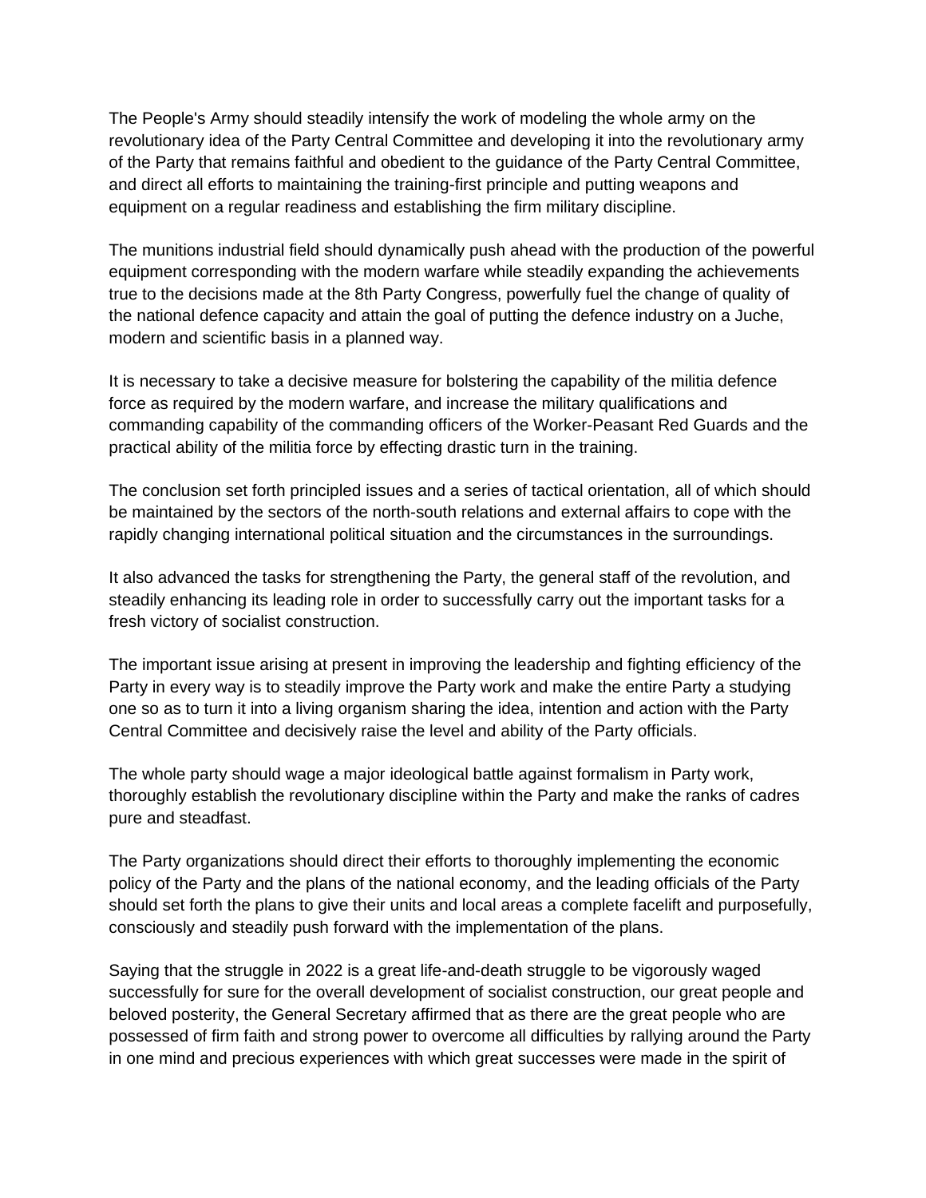The People's Army should steadily intensify the work of modeling the whole army on the revolutionary idea of the Party Central Committee and developing it into the revolutionary army of the Party that remains faithful and obedient to the guidance of the Party Central Committee, and direct all efforts to maintaining the training-first principle and putting weapons and equipment on a regular readiness and establishing the firm military discipline.

The munitions industrial field should dynamically push ahead with the production of the powerful equipment corresponding with the modern warfare while steadily expanding the achievements true to the decisions made at the 8th Party Congress, powerfully fuel the change of quality of the national defence capacity and attain the goal of putting the defence industry on a Juche, modern and scientific basis in a planned way.

It is necessary to take a decisive measure for bolstering the capability of the militia defence force as required by the modern warfare, and increase the military qualifications and commanding capability of the commanding officers of the Worker-Peasant Red Guards and the practical ability of the militia force by effecting drastic turn in the training.

The conclusion set forth principled issues and a series of tactical orientation, all of which should be maintained by the sectors of the north-south relations and external affairs to cope with the rapidly changing international political situation and the circumstances in the surroundings.

It also advanced the tasks for strengthening the Party, the general staff of the revolution, and steadily enhancing its leading role in order to successfully carry out the important tasks for a fresh victory of socialist construction.

The important issue arising at present in improving the leadership and fighting efficiency of the Party in every way is to steadily improve the Party work and make the entire Party a studying one so as to turn it into a living organism sharing the idea, intention and action with the Party Central Committee and decisively raise the level and ability of the Party officials.

The whole party should wage a major ideological battle against formalism in Party work, thoroughly establish the revolutionary discipline within the Party and make the ranks of cadres pure and steadfast.

The Party organizations should direct their efforts to thoroughly implementing the economic policy of the Party and the plans of the national economy, and the leading officials of the Party should set forth the plans to give their units and local areas a complete facelift and purposefully, consciously and steadily push forward with the implementation of the plans.

Saying that the struggle in 2022 is a great life-and-death struggle to be vigorously waged successfully for sure for the overall development of socialist construction, our great people and beloved posterity, the General Secretary affirmed that as there are the great people who are possessed of firm faith and strong power to overcome all difficulties by rallying around the Party in one mind and precious experiences with which great successes were made in the spirit of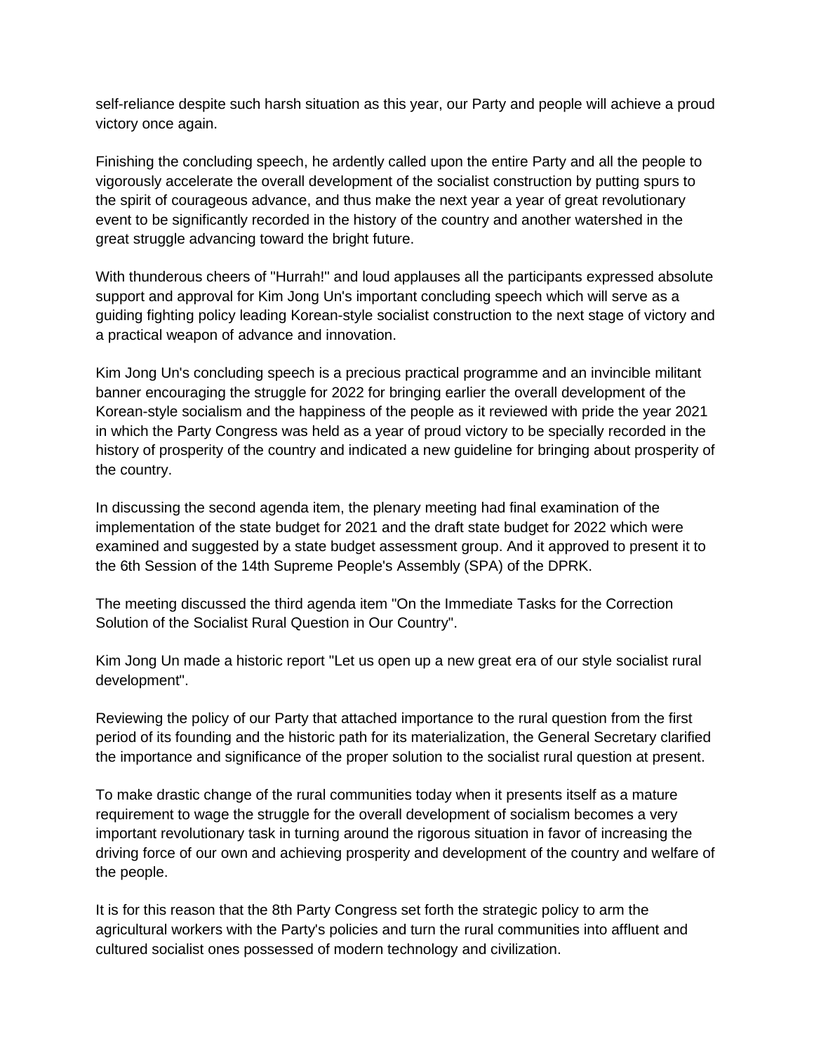self-reliance despite such harsh situation as this year, our Party and people will achieve a proud victory once again.

Finishing the concluding speech, he ardently called upon the entire Party and all the people to vigorously accelerate the overall development of the socialist construction by putting spurs to the spirit of courageous advance, and thus make the next year a year of great revolutionary event to be significantly recorded in the history of the country and another watershed in the great struggle advancing toward the bright future.

With thunderous cheers of "Hurrah!" and loud applauses all the participants expressed absolute support and approval for Kim Jong Un's important concluding speech which will serve as a guiding fighting policy leading Korean-style socialist construction to the next stage of victory and a practical weapon of advance and innovation.

Kim Jong Un's concluding speech is a precious practical programme and an invincible militant banner encouraging the struggle for 2022 for bringing earlier the overall development of the Korean-style socialism and the happiness of the people as it reviewed with pride the year 2021 in which the Party Congress was held as a year of proud victory to be specially recorded in the history of prosperity of the country and indicated a new guideline for bringing about prosperity of the country.

In discussing the second agenda item, the plenary meeting had final examination of the implementation of the state budget for 2021 and the draft state budget for 2022 which were examined and suggested by a state budget assessment group. And it approved to present it to the 6th Session of the 14th Supreme People's Assembly (SPA) of the DPRK.

The meeting discussed the third agenda item "On the Immediate Tasks for the Correction Solution of the Socialist Rural Question in Our Country".

Kim Jong Un made a historic report "Let us open up a new great era of our style socialist rural development".

Reviewing the policy of our Party that attached importance to the rural question from the first period of its founding and the historic path for its materialization, the General Secretary clarified the importance and significance of the proper solution to the socialist rural question at present.

To make drastic change of the rural communities today when it presents itself as a mature requirement to wage the struggle for the overall development of socialism becomes a very important revolutionary task in turning around the rigorous situation in favor of increasing the driving force of our own and achieving prosperity and development of the country and welfare of the people.

It is for this reason that the 8th Party Congress set forth the strategic policy to arm the agricultural workers with the Party's policies and turn the rural communities into affluent and cultured socialist ones possessed of modern technology and civilization.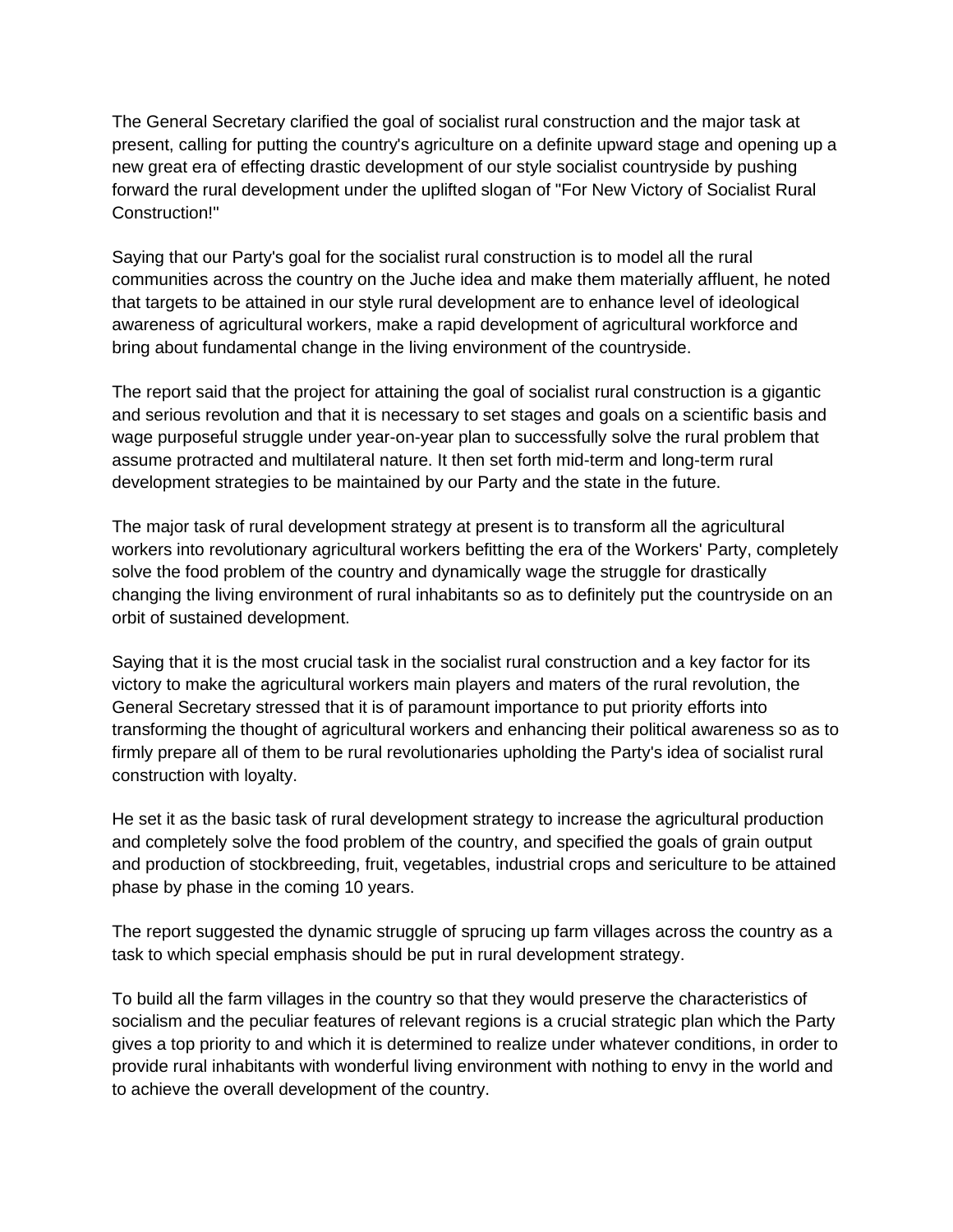The General Secretary clarified the goal of socialist rural construction and the major task at present, calling for putting the country's agriculture on a definite upward stage and opening up a new great era of effecting drastic development of our style socialist countryside by pushing forward the rural development under the uplifted slogan of "For New Victory of Socialist Rural Construction!"

Saying that our Party's goal for the socialist rural construction is to model all the rural communities across the country on the Juche idea and make them materially affluent, he noted that targets to be attained in our style rural development are to enhance level of ideological awareness of agricultural workers, make a rapid development of agricultural workforce and bring about fundamental change in the living environment of the countryside.

The report said that the project for attaining the goal of socialist rural construction is a gigantic and serious revolution and that it is necessary to set stages and goals on a scientific basis and wage purposeful struggle under year-on-year plan to successfully solve the rural problem that assume protracted and multilateral nature. It then set forth mid-term and long-term rural development strategies to be maintained by our Party and the state in the future.

The major task of rural development strategy at present is to transform all the agricultural workers into revolutionary agricultural workers befitting the era of the Workers' Party, completely solve the food problem of the country and dynamically wage the struggle for drastically changing the living environment of rural inhabitants so as to definitely put the countryside on an orbit of sustained development.

Saying that it is the most crucial task in the socialist rural construction and a key factor for its victory to make the agricultural workers main players and maters of the rural revolution, the General Secretary stressed that it is of paramount importance to put priority efforts into transforming the thought of agricultural workers and enhancing their political awareness so as to firmly prepare all of them to be rural revolutionaries upholding the Party's idea of socialist rural construction with loyalty.

He set it as the basic task of rural development strategy to increase the agricultural production and completely solve the food problem of the country, and specified the goals of grain output and production of stockbreeding, fruit, vegetables, industrial crops and sericulture to be attained phase by phase in the coming 10 years.

The report suggested the dynamic struggle of sprucing up farm villages across the country as a task to which special emphasis should be put in rural development strategy.

To build all the farm villages in the country so that they would preserve the characteristics of socialism and the peculiar features of relevant regions is a crucial strategic plan which the Party gives a top priority to and which it is determined to realize under whatever conditions, in order to provide rural inhabitants with wonderful living environment with nothing to envy in the world and to achieve the overall development of the country.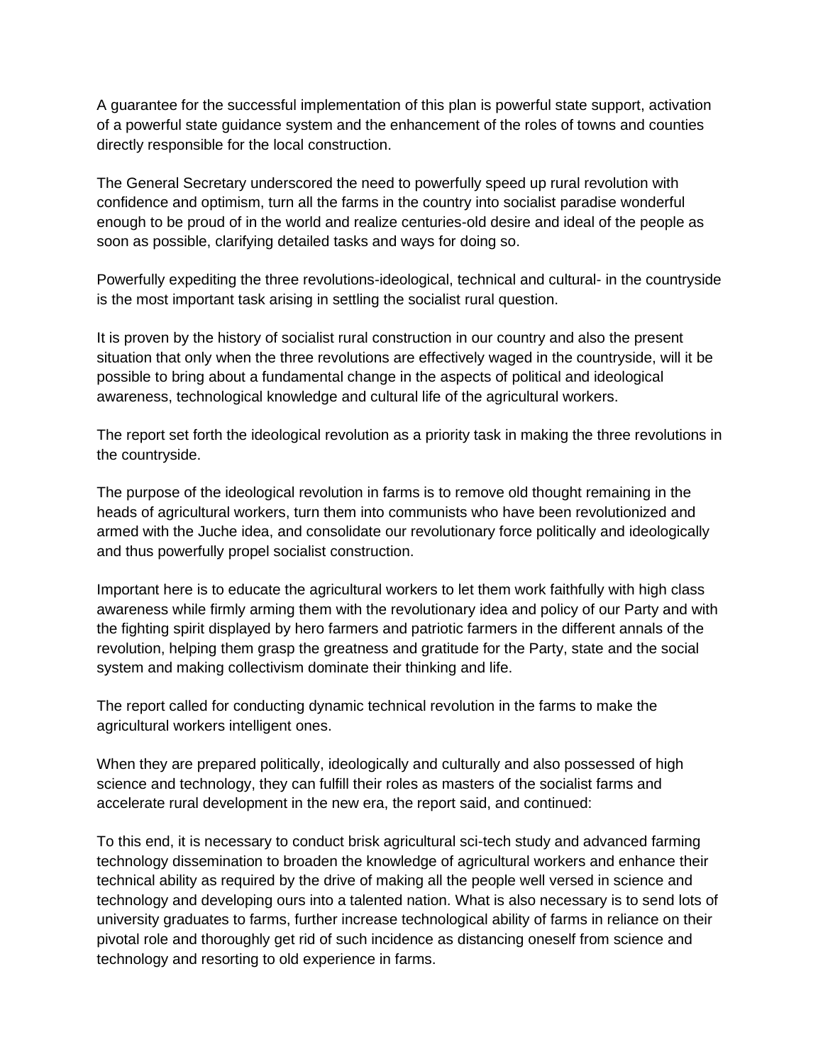A guarantee for the successful implementation of this plan is powerful state support, activation of a powerful state guidance system and the enhancement of the roles of towns and counties directly responsible for the local construction.

The General Secretary underscored the need to powerfully speed up rural revolution with confidence and optimism, turn all the farms in the country into socialist paradise wonderful enough to be proud of in the world and realize centuries-old desire and ideal of the people as soon as possible, clarifying detailed tasks and ways for doing so.

Powerfully expediting the three revolutions-ideological, technical and cultural- in the countryside is the most important task arising in settling the socialist rural question.

It is proven by the history of socialist rural construction in our country and also the present situation that only when the three revolutions are effectively waged in the countryside, will it be possible to bring about a fundamental change in the aspects of political and ideological awareness, technological knowledge and cultural life of the agricultural workers.

The report set forth the ideological revolution as a priority task in making the three revolutions in the countryside.

The purpose of the ideological revolution in farms is to remove old thought remaining in the heads of agricultural workers, turn them into communists who have been revolutionized and armed with the Juche idea, and consolidate our revolutionary force politically and ideologically and thus powerfully propel socialist construction.

Important here is to educate the agricultural workers to let them work faithfully with high class awareness while firmly arming them with the revolutionary idea and policy of our Party and with the fighting spirit displayed by hero farmers and patriotic farmers in the different annals of the revolution, helping them grasp the greatness and gratitude for the Party, state and the social system and making collectivism dominate their thinking and life.

The report called for conducting dynamic technical revolution in the farms to make the agricultural workers intelligent ones.

When they are prepared politically, ideologically and culturally and also possessed of high science and technology, they can fulfill their roles as masters of the socialist farms and accelerate rural development in the new era, the report said, and continued:

To this end, it is necessary to conduct brisk agricultural sci-tech study and advanced farming technology dissemination to broaden the knowledge of agricultural workers and enhance their technical ability as required by the drive of making all the people well versed in science and technology and developing ours into a talented nation. What is also necessary is to send lots of university graduates to farms, further increase technological ability of farms in reliance on their pivotal role and thoroughly get rid of such incidence as distancing oneself from science and technology and resorting to old experience in farms.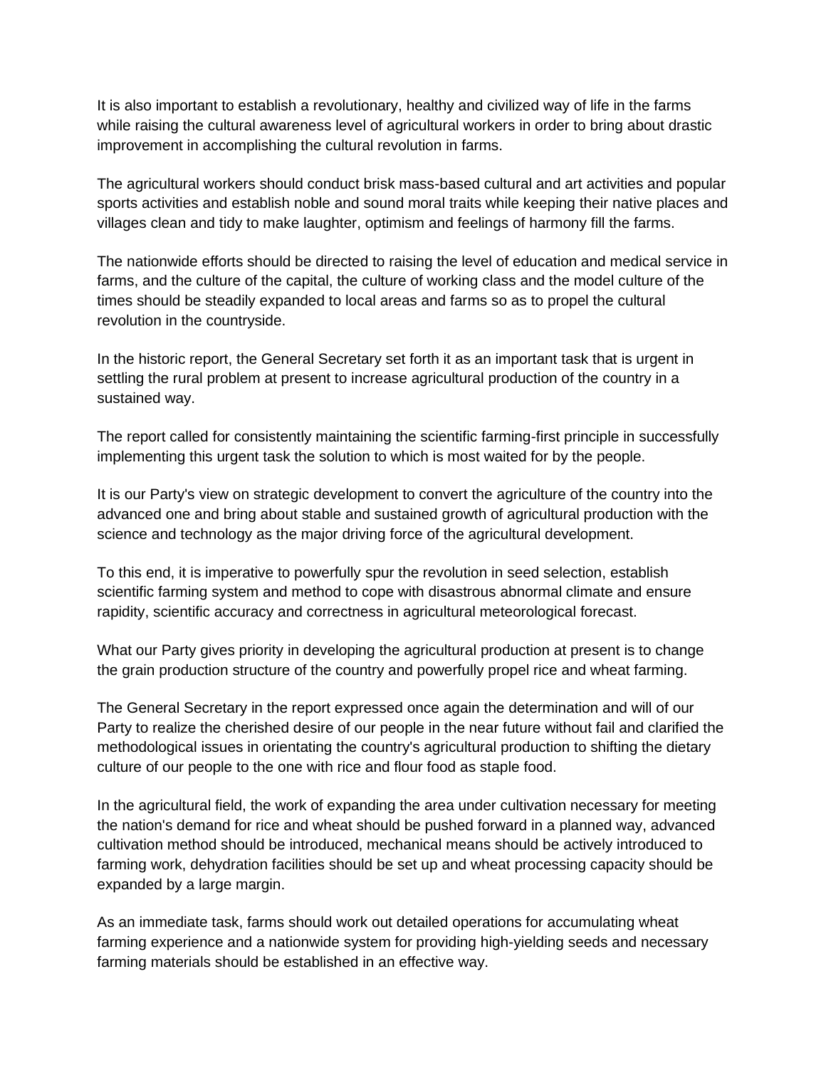It is also important to establish a revolutionary, healthy and civilized way of life in the farms while raising the cultural awareness level of agricultural workers in order to bring about drastic improvement in accomplishing the cultural revolution in farms.

The agricultural workers should conduct brisk mass-based cultural and art activities and popular sports activities and establish noble and sound moral traits while keeping their native places and villages clean and tidy to make laughter, optimism and feelings of harmony fill the farms.

The nationwide efforts should be directed to raising the level of education and medical service in farms, and the culture of the capital, the culture of working class and the model culture of the times should be steadily expanded to local areas and farms so as to propel the cultural revolution in the countryside.

In the historic report, the General Secretary set forth it as an important task that is urgent in settling the rural problem at present to increase agricultural production of the country in a sustained way.

The report called for consistently maintaining the scientific farming-first principle in successfully implementing this urgent task the solution to which is most waited for by the people.

It is our Party's view on strategic development to convert the agriculture of the country into the advanced one and bring about stable and sustained growth of agricultural production with the science and technology as the major driving force of the agricultural development.

To this end, it is imperative to powerfully spur the revolution in seed selection, establish scientific farming system and method to cope with disastrous abnormal climate and ensure rapidity, scientific accuracy and correctness in agricultural meteorological forecast.

What our Party gives priority in developing the agricultural production at present is to change the grain production structure of the country and powerfully propel rice and wheat farming.

The General Secretary in the report expressed once again the determination and will of our Party to realize the cherished desire of our people in the near future without fail and clarified the methodological issues in orientating the country's agricultural production to shifting the dietary culture of our people to the one with rice and flour food as staple food.

In the agricultural field, the work of expanding the area under cultivation necessary for meeting the nation's demand for rice and wheat should be pushed forward in a planned way, advanced cultivation method should be introduced, mechanical means should be actively introduced to farming work, dehydration facilities should be set up and wheat processing capacity should be expanded by a large margin.

As an immediate task, farms should work out detailed operations for accumulating wheat farming experience and a nationwide system for providing high-yielding seeds and necessary farming materials should be established in an effective way.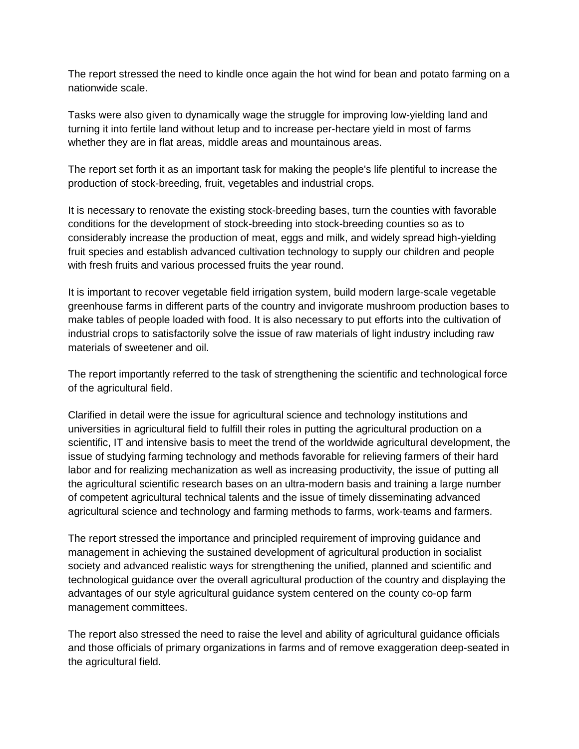The report stressed the need to kindle once again the hot wind for bean and potato farming on a nationwide scale.

Tasks were also given to dynamically wage the struggle for improving low-yielding land and turning it into fertile land without letup and to increase per-hectare yield in most of farms whether they are in flat areas, middle areas and mountainous areas.

The report set forth it as an important task for making the people's life plentiful to increase the production of stock-breeding, fruit, vegetables and industrial crops.

It is necessary to renovate the existing stock-breeding bases, turn the counties with favorable conditions for the development of stock-breeding into stock-breeding counties so as to considerably increase the production of meat, eggs and milk, and widely spread high-yielding fruit species and establish advanced cultivation technology to supply our children and people with fresh fruits and various processed fruits the year round.

It is important to recover vegetable field irrigation system, build modern large-scale vegetable greenhouse farms in different parts of the country and invigorate mushroom production bases to make tables of people loaded with food. It is also necessary to put efforts into the cultivation of industrial crops to satisfactorily solve the issue of raw materials of light industry including raw materials of sweetener and oil.

The report importantly referred to the task of strengthening the scientific and technological force of the agricultural field.

Clarified in detail were the issue for agricultural science and technology institutions and universities in agricultural field to fulfill their roles in putting the agricultural production on a scientific, IT and intensive basis to meet the trend of the worldwide agricultural development, the issue of studying farming technology and methods favorable for relieving farmers of their hard labor and for realizing mechanization as well as increasing productivity, the issue of putting all the agricultural scientific research bases on an ultra-modern basis and training a large number of competent agricultural technical talents and the issue of timely disseminating advanced agricultural science and technology and farming methods to farms, work-teams and farmers.

The report stressed the importance and principled requirement of improving guidance and management in achieving the sustained development of agricultural production in socialist society and advanced realistic ways for strengthening the unified, planned and scientific and technological guidance over the overall agricultural production of the country and displaying the advantages of our style agricultural guidance system centered on the county co-op farm management committees.

The report also stressed the need to raise the level and ability of agricultural guidance officials and those officials of primary organizations in farms and of remove exaggeration deep-seated in the agricultural field.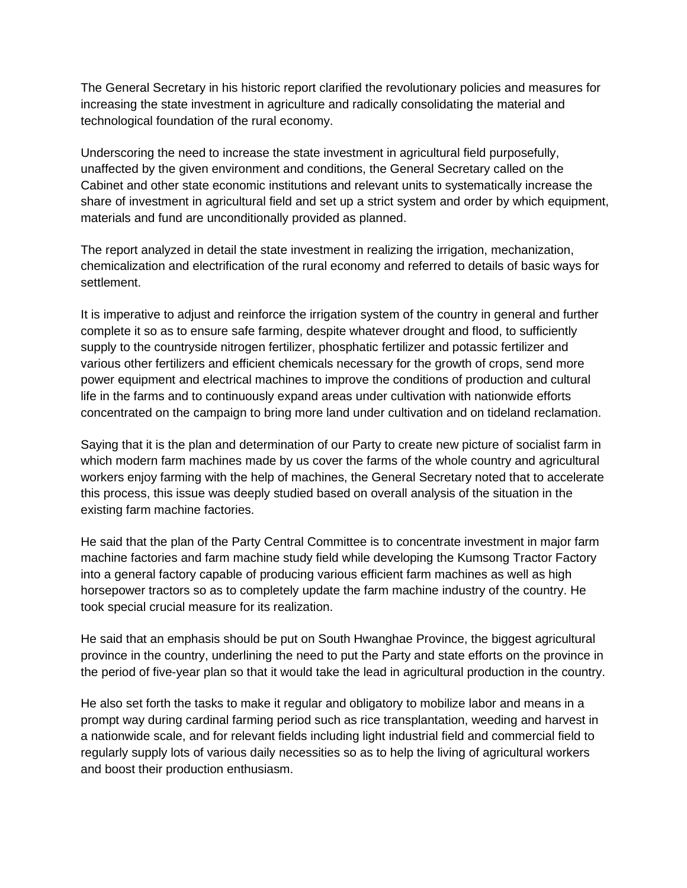The General Secretary in his historic report clarified the revolutionary policies and measures for increasing the state investment in agriculture and radically consolidating the material and technological foundation of the rural economy.

Underscoring the need to increase the state investment in agricultural field purposefully, unaffected by the given environment and conditions, the General Secretary called on the Cabinet and other state economic institutions and relevant units to systematically increase the share of investment in agricultural field and set up a strict system and order by which equipment, materials and fund are unconditionally provided as planned.

The report analyzed in detail the state investment in realizing the irrigation, mechanization, chemicalization and electrification of the rural economy and referred to details of basic ways for settlement.

It is imperative to adjust and reinforce the irrigation system of the country in general and further complete it so as to ensure safe farming, despite whatever drought and flood, to sufficiently supply to the countryside nitrogen fertilizer, phosphatic fertilizer and potassic fertilizer and various other fertilizers and efficient chemicals necessary for the growth of crops, send more power equipment and electrical machines to improve the conditions of production and cultural life in the farms and to continuously expand areas under cultivation with nationwide efforts concentrated on the campaign to bring more land under cultivation and on tideland reclamation.

Saying that it is the plan and determination of our Party to create new picture of socialist farm in which modern farm machines made by us cover the farms of the whole country and agricultural workers enjoy farming with the help of machines, the General Secretary noted that to accelerate this process, this issue was deeply studied based on overall analysis of the situation in the existing farm machine factories.

He said that the plan of the Party Central Committee is to concentrate investment in major farm machine factories and farm machine study field while developing the Kumsong Tractor Factory into a general factory capable of producing various efficient farm machines as well as high horsepower tractors so as to completely update the farm machine industry of the country. He took special crucial measure for its realization.

He said that an emphasis should be put on South Hwanghae Province, the biggest agricultural province in the country, underlining the need to put the Party and state efforts on the province in the period of five-year plan so that it would take the lead in agricultural production in the country.

He also set forth the tasks to make it regular and obligatory to mobilize labor and means in a prompt way during cardinal farming period such as rice transplantation, weeding and harvest in a nationwide scale, and for relevant fields including light industrial field and commercial field to regularly supply lots of various daily necessities so as to help the living of agricultural workers and boost their production enthusiasm.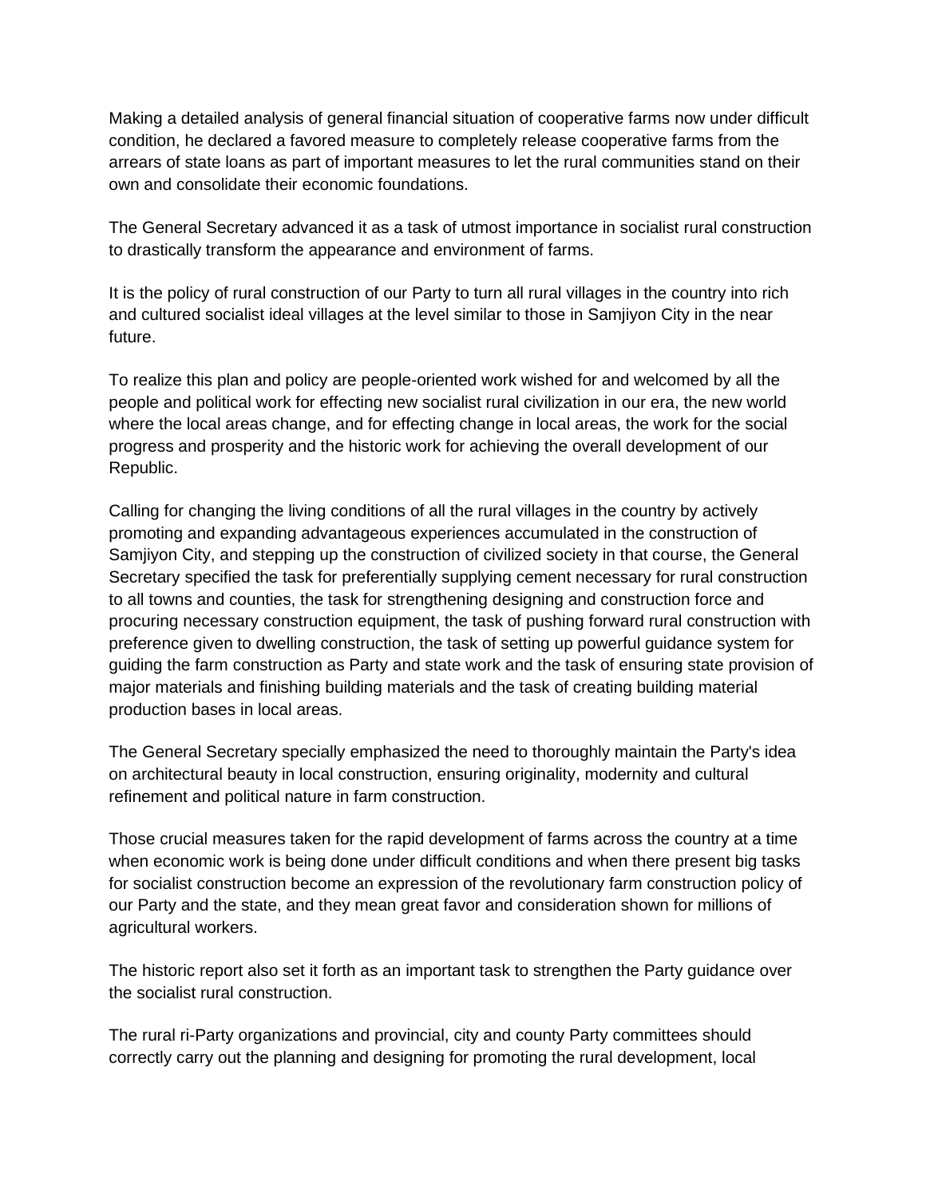Making a detailed analysis of general financial situation of cooperative farms now under difficult condition, he declared a favored measure to completely release cooperative farms from the arrears of state loans as part of important measures to let the rural communities stand on their own and consolidate their economic foundations.

The General Secretary advanced it as a task of utmost importance in socialist rural construction to drastically transform the appearance and environment of farms.

It is the policy of rural construction of our Party to turn all rural villages in the country into rich and cultured socialist ideal villages at the level similar to those in Samjiyon City in the near future.

To realize this plan and policy are people-oriented work wished for and welcomed by all the people and political work for effecting new socialist rural civilization in our era, the new world where the local areas change, and for effecting change in local areas, the work for the social progress and prosperity and the historic work for achieving the overall development of our Republic.

Calling for changing the living conditions of all the rural villages in the country by actively promoting and expanding advantageous experiences accumulated in the construction of Samjiyon City, and stepping up the construction of civilized society in that course, the General Secretary specified the task for preferentially supplying cement necessary for rural construction to all towns and counties, the task for strengthening designing and construction force and procuring necessary construction equipment, the task of pushing forward rural construction with preference given to dwelling construction, the task of setting up powerful guidance system for guiding the farm construction as Party and state work and the task of ensuring state provision of major materials and finishing building materials and the task of creating building material production bases in local areas.

The General Secretary specially emphasized the need to thoroughly maintain the Party's idea on architectural beauty in local construction, ensuring originality, modernity and cultural refinement and political nature in farm construction.

Those crucial measures taken for the rapid development of farms across the country at a time when economic work is being done under difficult conditions and when there present big tasks for socialist construction become an expression of the revolutionary farm construction policy of our Party and the state, and they mean great favor and consideration shown for millions of agricultural workers.

The historic report also set it forth as an important task to strengthen the Party guidance over the socialist rural construction.

The rural ri-Party organizations and provincial, city and county Party committees should correctly carry out the planning and designing for promoting the rural development, local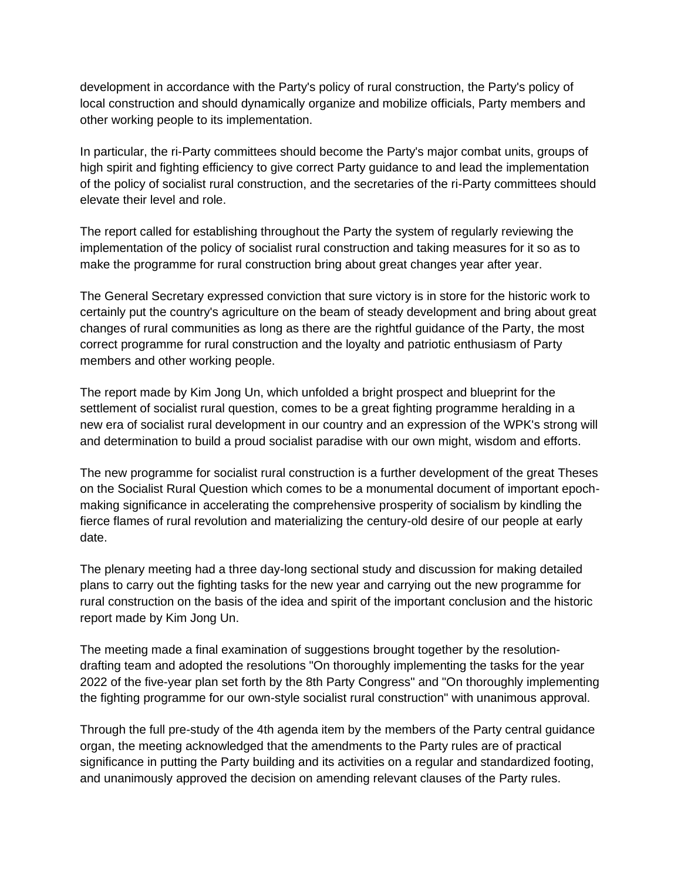development in accordance with the Party's policy of rural construction, the Party's policy of local construction and should dynamically organize and mobilize officials, Party members and other working people to its implementation.

In particular, the ri-Party committees should become the Party's major combat units, groups of high spirit and fighting efficiency to give correct Party guidance to and lead the implementation of the policy of socialist rural construction, and the secretaries of the ri-Party committees should elevate their level and role.

The report called for establishing throughout the Party the system of regularly reviewing the implementation of the policy of socialist rural construction and taking measures for it so as to make the programme for rural construction bring about great changes year after year.

The General Secretary expressed conviction that sure victory is in store for the historic work to certainly put the country's agriculture on the beam of steady development and bring about great changes of rural communities as long as there are the rightful guidance of the Party, the most correct programme for rural construction and the loyalty and patriotic enthusiasm of Party members and other working people.

The report made by Kim Jong Un, which unfolded a bright prospect and blueprint for the settlement of socialist rural question, comes to be a great fighting programme heralding in a new era of socialist rural development in our country and an expression of the WPK's strong will and determination to build a proud socialist paradise with our own might, wisdom and efforts.

The new programme for socialist rural construction is a further development of the great Theses on the Socialist Rural Question which comes to be a monumental document of important epoch-making significance in accelerating the comprehensive prosperity of socialism by kindling the fierce flames of rural revolution and materializing the century-old desire of our people at early date.

The plenary meeting had a three day-long sectional study and discussion for making detailed plans to carry out the fighting tasks for the new year and carrying out the new programme for rural construction on the basis of the idea and spirit of the important conclusion and the historic report made by Kim Jong Un.

The meeting made a final examination of suggestions brought together by the resolution-drafting team and adopted the resolutions "On thoroughly implementing the tasks for the year 2022 of the five-year plan set forth by the 8th Party Congress" and "On thoroughly implementing the fighting programme for our own-style socialist rural construction" with unanimous approval.

Through the full pre-study of the 4th agenda item by the members of the Party central guidance organ, the meeting acknowledged that the amendments to the Party rules are of practical significance in putting the Party building and its activities on a regular and standardized footing, and unanimously approved the decision on amending relevant clauses of the Party rules.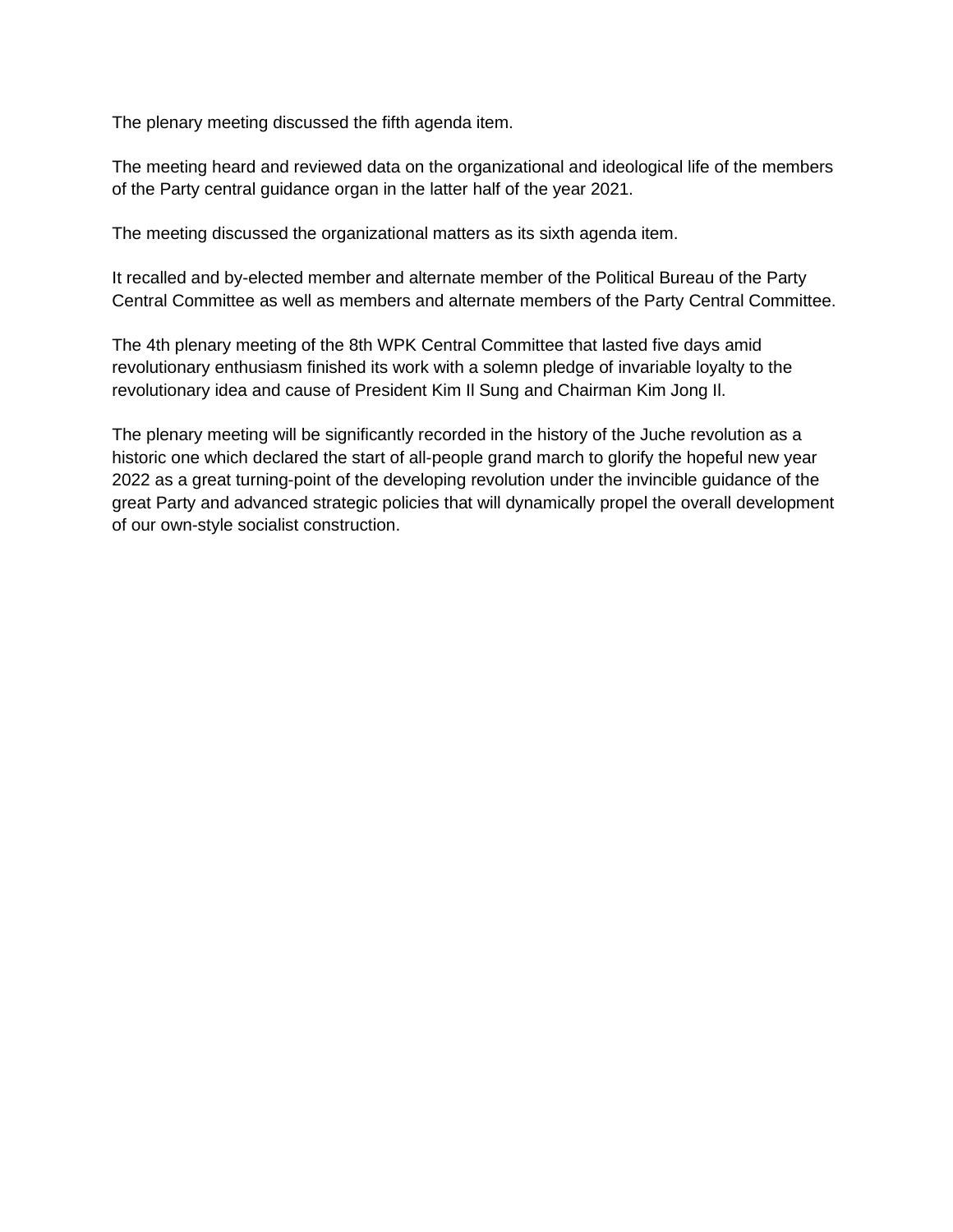The plenary meeting discussed the fifth agenda item.

The meeting heard and reviewed data on the organizational and ideological life of the members of the Party central guidance organ in the latter half of the year 2021.

The meeting discussed the organizational matters as its sixth agenda item.

It recalled and by-elected member and alternate member of the Political Bureau of the Party Central Committee as well as members and alternate members of the Party Central Committee.

The 4th plenary meeting of the 8th WPK Central Committee that lasted five days amid revolutionary enthusiasm finished its work with a solemn pledge of invariable loyalty to the revolutionary idea and cause of President Kim Il Sung and Chairman Kim Jong Il.

The plenary meeting will be significantly recorded in the history of the Juche revolution as a historic one which declared the start of all-people grand march to glorify the hopeful new year 2022 as a great turning-point of the developing revolution under the invincible guidance of the great Party and advanced strategic policies that will dynamically propel the overall development of our own-style socialist construction.